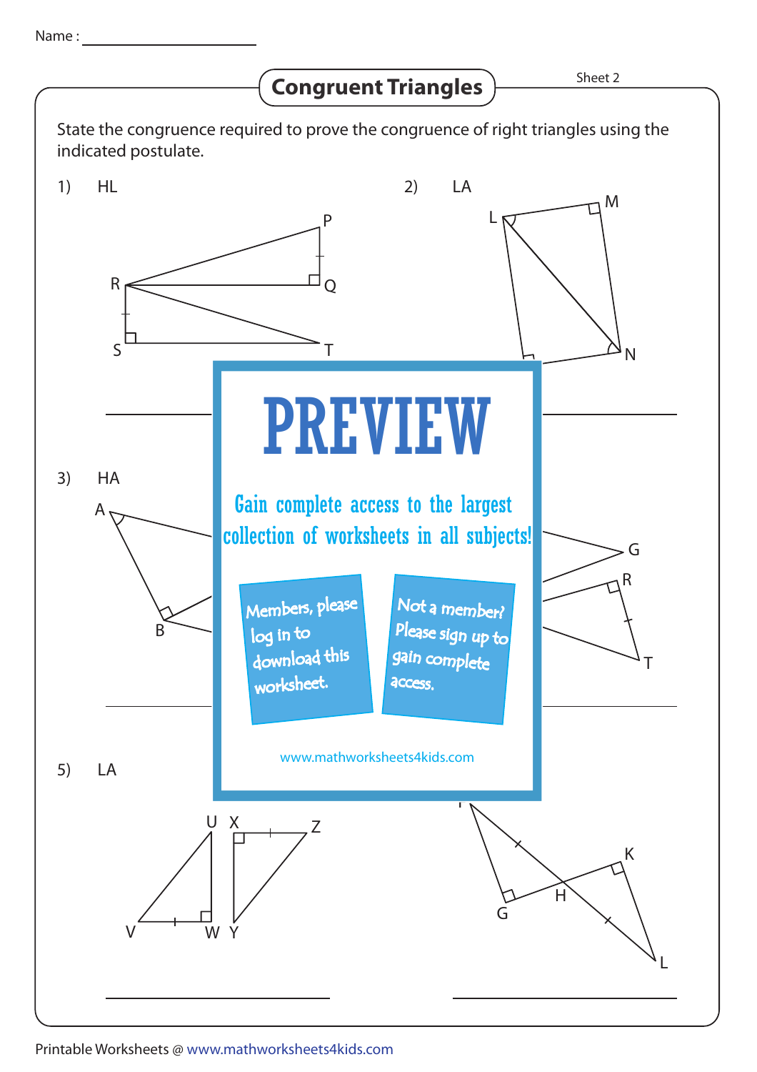Name : ____________________

## Congruent Triangles

Sheet 2

State the congruence required to prove the congruence of right triangles using the indicated postulate.

1) HL

2) LA

3) HA

5) LA

PREVIEW

Gain complete access to the largest collection of worksheets in all subjects!

Members, please log in to download this worksheet.

Not a member? Please sign up to gain complete access.

www.mathworksheets4kids.com

Printable Worksheets @ www.mathworksheets4kids.com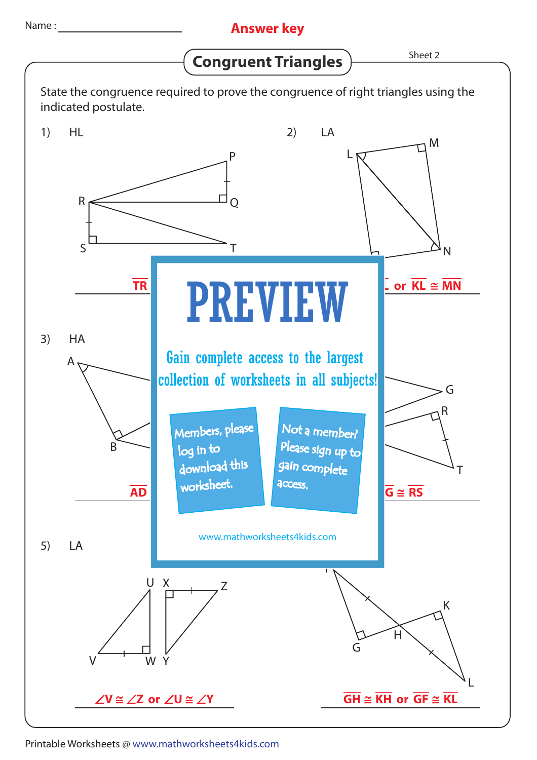Name : ____________________

**Answer key**

# Congruent Triangles

Sheet 2

State the congruence required to prove the congruence of right triangles using the indicated postulate.

1) HL

R, P, Q, S, T

$\overline{TR}$

2) LA

L, M, N

or $\overline{KL} \cong \overline{MN}$

3) HA

A, B

$\overline{AD}$

G, R, T

$\overline{G} \cong \overline{RS}$

**PREVIEW**

Gain complete access to the largest collection of worksheets in all subjects!

Members, please log in to download this worksheet.

Not a member? Please sign up to gain complete access.

www.mathworksheets4kids.com

5) LA

U, X, Z, V, W, Y

$\angle V \cong \angle Z$ or $\angle U \cong \angle Y$

K, H, G, L

$\overline{GH} \cong \overline{KH}$ or $\overline{GF} \cong \overline{KL}$

Printable Worksheets @ www.mathworksheets4kids.com